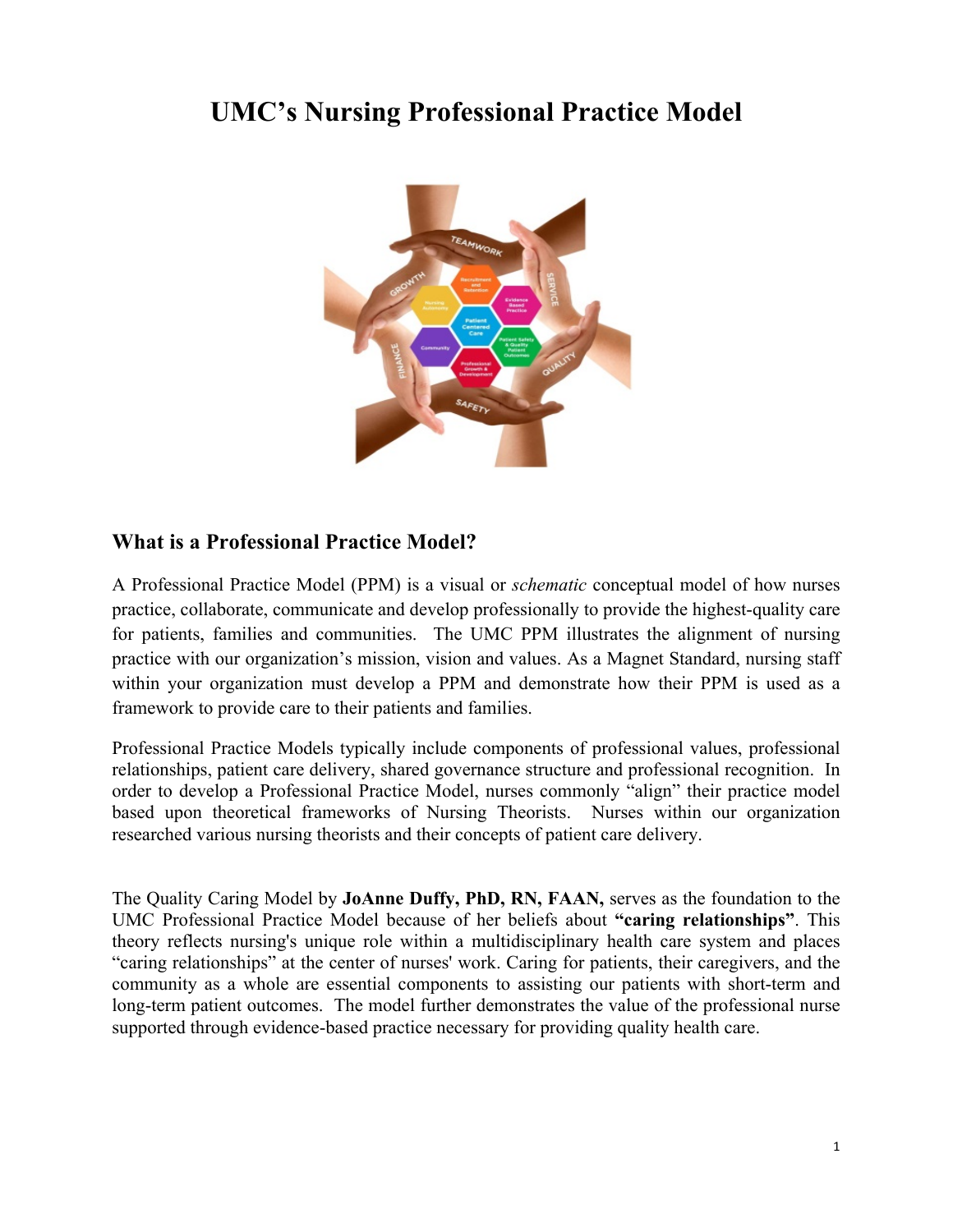# UMC's Nursing Professional Practice Model

## What is a Professional Practice Model?

A Professional Practice Model (PPM) is a visual or *schematic* conceptual model of how nurses practice, collaborate, communicate and develop professionally to provide the highest-quality care for patients, families and communities. The UMC PPM illustrates the alignment of nursing practice with our organization's mission, vision and values. As a Magnet Standard, nursing staff within your organization must develop a PPM and demonstrate how their PPM is used as a framework to provide care to their patients and families.

Professional Practice Models typically include components of professional values, professional relationships, patient care delivery, shared governance structure and professional recognition. In order to develop a Professional Practice Model, nurses commonly "align" their practice model based upon theoretical frameworks of Nursing Theorists. Nurses within our organization researched various nursing theorists and their concepts of patient care delivery.

The Quality Caring Model by **JoAnne Duffy, PhD, RN, FAAN,** serves as the foundation to the UMC Professional Practice Model because of her beliefs about **"caring relationships"**. This theory reflects nursing's unique role within a multidisciplinary health care system and places "caring relationships" at the center of nurses' work. Caring for patients, their caregivers, and the community as a whole are essential components to assisting our patients with short-term and long-term patient outcomes. The model further demonstrates the value of the professional nurse supported through evidence-based practice necessary for providing quality health care.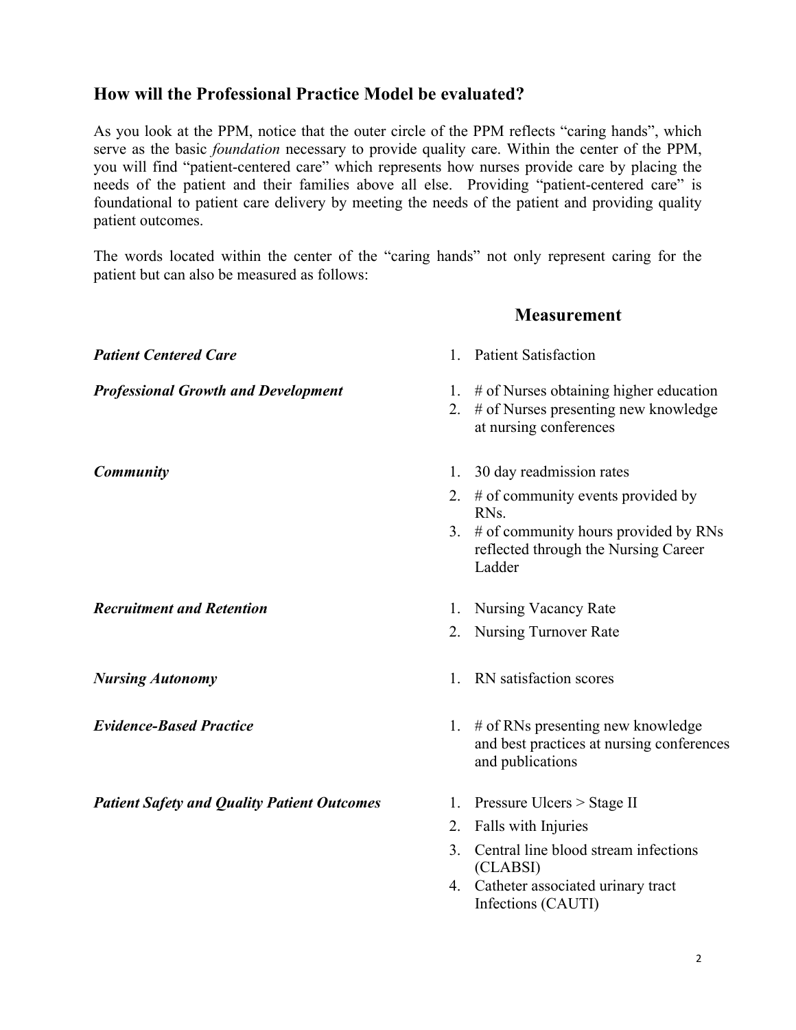## How will the Professional Practice Model be evaluated?

As you look at the PPM, notice that the outer circle of the PPM reflects "caring hands", which serve as the basic *foundation* necessary to provide quality care. Within the center of the PPM, you will find "patient-centered care" which represents how nurses provide care by placing the needs of the patient and their families above all else. Providing "patient-centered care" is foundational to patient care delivery by meeting the needs of the patient and providing quality patient outcomes.

The words located within the center of the "caring hands" not only represent caring for the patient but can also be measured as follows:

| | Measurement |
|---|---|
| ***Patient Centered Care*** | 1. Patient Satisfaction |
| ***Professional Growth and Development*** | 1. # of Nurses obtaining higher education<br>2. # of Nurses presenting new knowledge at nursing conferences |
| ***Community*** | 1. 30 day readmission rates<br>2. # of community events provided by RNs.<br>3. # of community hours provided by RNs reflected through the Nursing Career Ladder |
| ***Recruitment and Retention*** | 1. Nursing Vacancy Rate<br>2. Nursing Turnover Rate |
| ***Nursing Autonomy*** | 1. RN satisfaction scores |
| ***Evidence-Based Practice*** | 1. # of RNs presenting new knowledge and best practices at nursing conferences and publications |
| ***Patient Safety and Quality Patient Outcomes*** | 1. Pressure Ulcers > Stage II<br>2. Falls with Injuries<br>3. Central line blood stream infections (CLABSI)<br>4. Catheter associated urinary tract Infections (CAUTI) |